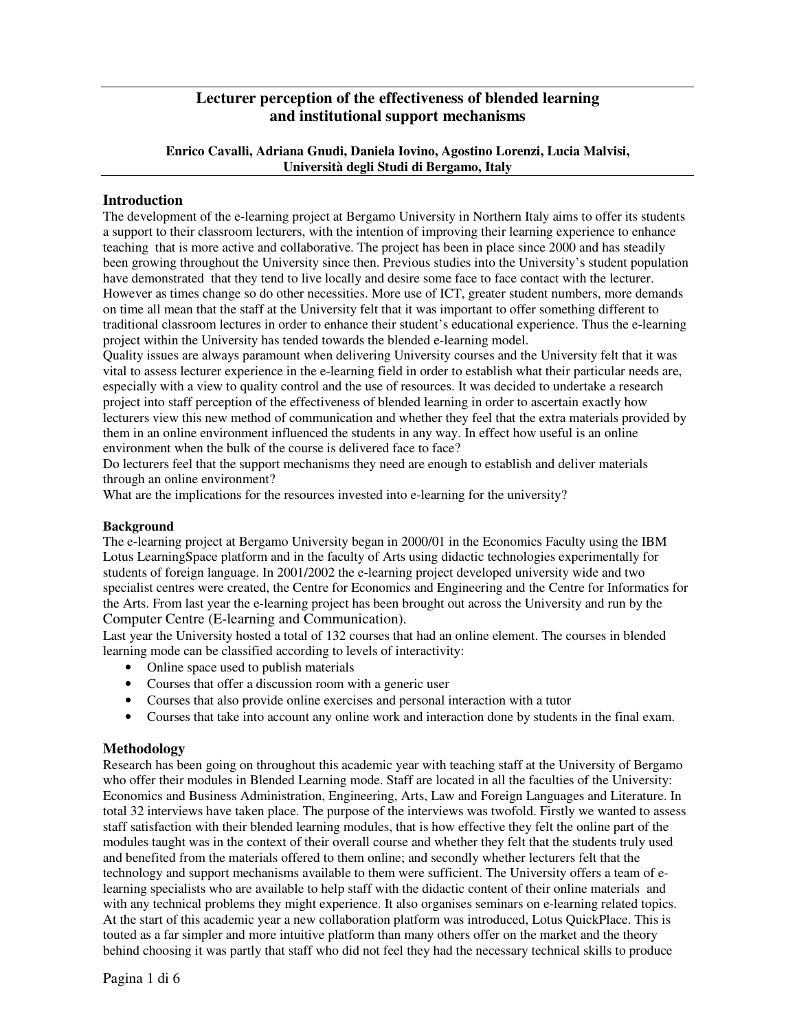# Lecturer perception of the effectiveness of blended learning and institutional support mechanisms

**Enrico Cavalli, Adriana Gnudi, Daniela Iovino, Agostino Lorenzi, Lucia Malvisi, Università degli Studi di Bergamo, Italy**

## Introduction

The development of the e-learning project at Bergamo University in Northern Italy aims to offer its students a support to their classroom lecturers, with the intention of improving their learning experience to enhance teaching that is more active and collaborative. The project has been in place since 2000 and has steadily been growing throughout the University since then. Previous studies into the University's student population have demonstrated that they tend to live locally and desire some face to face contact with the lecturer. However as times change so do other necessities. More use of ICT, greater student numbers, more demands on time all mean that the staff at the University felt that it was important to offer something different to traditional classroom lectures in order to enhance their student's educational experience. Thus the e-learning project within the University has tended towards the blended e-learning model.

Quality issues are always paramount when delivering University courses and the University felt that it was vital to assess lecturer experience in the e-learning field in order to establish what their particular needs are, especially with a view to quality control and the use of resources. It was decided to undertake a research project into staff perception of the effectiveness of blended learning in order to ascertain exactly how lecturers view this new method of communication and whether they feel that the extra materials provided by them in an online environment influenced the students in any way. In effect how useful is an online environment when the bulk of the course is delivered face to face?

Do lecturers feel that the support mechanisms they need are enough to establish and deliver materials through an online environment?

What are the implications for the resources invested into e-learning for the university?

### Background

The e-learning project at Bergamo University began in 2000/01 in the Economics Faculty using the IBM Lotus LearningSpace platform and in the faculty of Arts using didactic technologies experimentally for students of foreign language. In 2001/2002 the e-learning project developed university wide and two specialist centres were created, the Centre for Economics and Engineering and the Centre for Informatics for the Arts. From last year the e-learning project has been brought out across the University and run by the Computer Centre (E-learning and Communication).

Last year the University hosted a total of 132 courses that had an online element. The courses in blended learning mode can be classified according to levels of interactivity:

- Online space used to publish materials
- Courses that offer a discussion room with a generic user
- Courses that also provide online exercises and personal interaction with a tutor
- Courses that take into account any online work and interaction done by students in the final exam.

## Methodology

Research has been going on throughout this academic year with teaching staff at the University of Bergamo who offer their modules in Blended Learning mode. Staff are located in all the faculties of the University: Economics and Business Administration, Engineering, Arts, Law and Foreign Languages and Literature. In total 32 interviews have taken place. The purpose of the interviews was twofold. Firstly we wanted to assess staff satisfaction with their blended learning modules, that is how effective they felt the online part of the modules taught was in the context of their overall course and whether they felt that the students truly used and benefited from the materials offered to them online; and secondly whether lecturers felt that the technology and support mechanisms available to them were sufficient. The University offers a team of e-learning specialists who are available to help staff with the didactic content of their online materials and with any technical problems they might experience. It also organises seminars on e-learning related topics. At the start of this academic year a new collaboration platform was introduced, Lotus QuickPlace. This is touted as a far simpler and more intuitive platform than many others offer on the market and the theory behind choosing it was partly that staff who did not feel they had the necessary technical skills to produce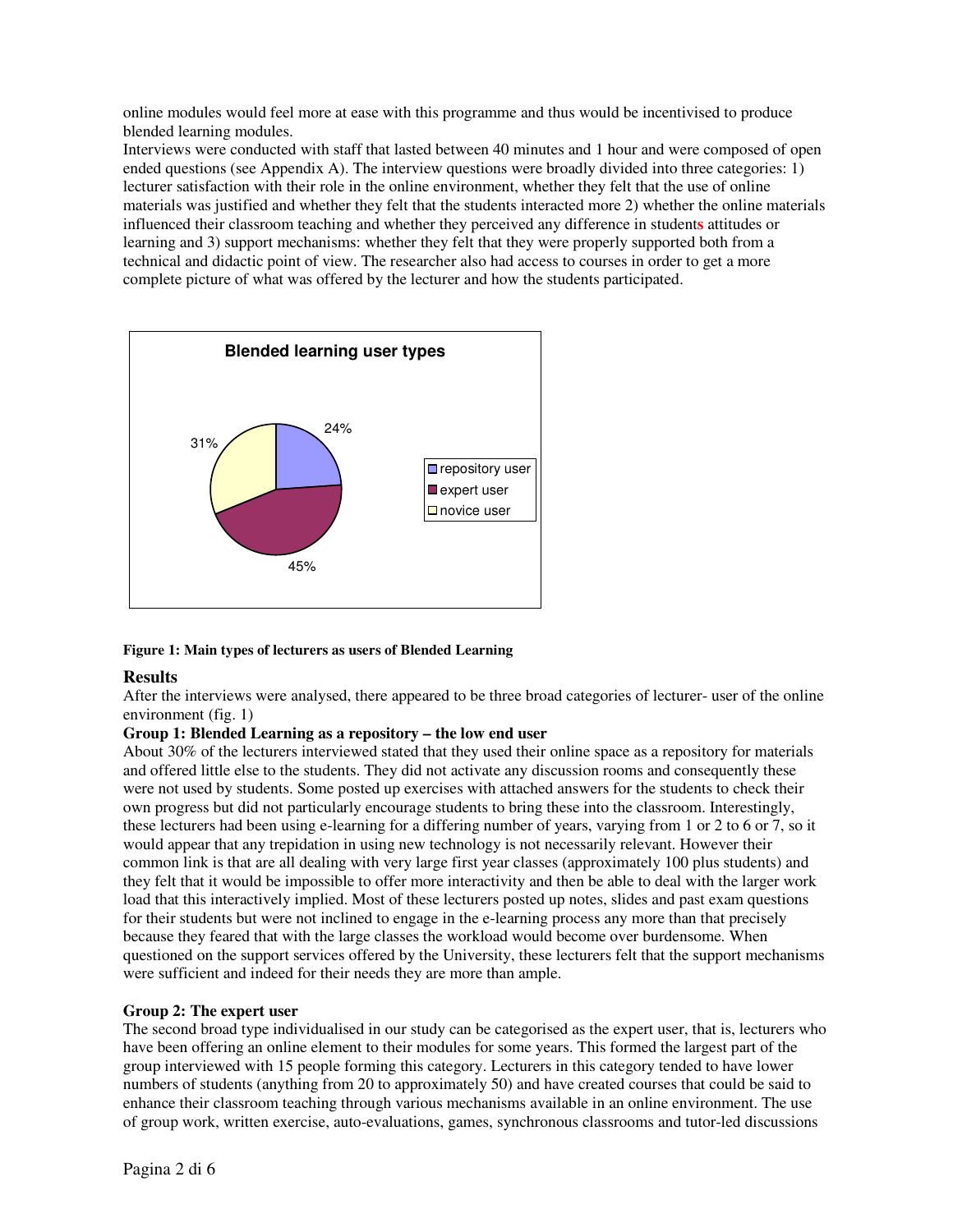online modules would feel more at ease with this programme and thus would be incentivised to produce blended learning modules.

Interviews were conducted with staff that lasted between 40 minutes and 1 hour and were composed of open ended questions (see Appendix A). The interview questions were broadly divided into three categories: 1) lecturer satisfaction with their role in the online environment, whether they felt that the use of online materials was justified and whether they felt that the students interacted more 2) whether the online materials influenced their classroom teaching and whether they perceived any difference in students attitudes or learning and 3) support mechanisms: whether they felt that they were properly supported both from a technical and didactic point of view. The researcher also had access to courses in order to get a more complete picture of what was offered by the lecturer and how the students participated.

**Figure 1: Main types of lecturers as users of Blended Learning**

## Results

After the interviews were analysed, there appeared to be three broad categories of lecturer- user of the online environment (fig. 1)

### Group 1: Blended Learning as a repository – the low end user

About 30% of the lecturers interviewed stated that they used their online space as a repository for materials and offered little else to the students. They did not activate any discussion rooms and consequently these were not used by students. Some posted up exercises with attached answers for the students to check their own progress but did not particularly encourage students to bring these into the classroom. Interestingly, these lecturers had been using e-learning for a differing number of years, varying from 1 or 2 to 6 or 7, so it would appear that any trepidation in using new technology is not necessarily relevant. However their common link is that are all dealing with very large first year classes (approximately 100 plus students) and they felt that it would be impossible to offer more interactivity and then be able to deal with the larger work load that this interactively implied. Most of these lecturers posted up notes, slides and past exam questions for their students but were not inclined to engage in the e-learning process any more than that precisely because they feared that with the large classes the workload would become over burdensome. When questioned on the support services offered by the University, these lecturers felt that the support mechanisms were sufficient and indeed for their needs they are more than ample.

### Group 2: The expert user

The second broad type individualised in our study can be categorised as the expert user, that is, lecturers who have been offering an online element to their modules for some years. This formed the largest part of the group interviewed with 15 people forming this category. Lecturers in this category tended to have lower numbers of students (anything from 20 to approximately 50) and have created courses that could be said to enhance their classroom teaching through various mechanisms available in an online environment. The use of group work, written exercise, auto-evaluations, games, synchronous classrooms and tutor-led discussions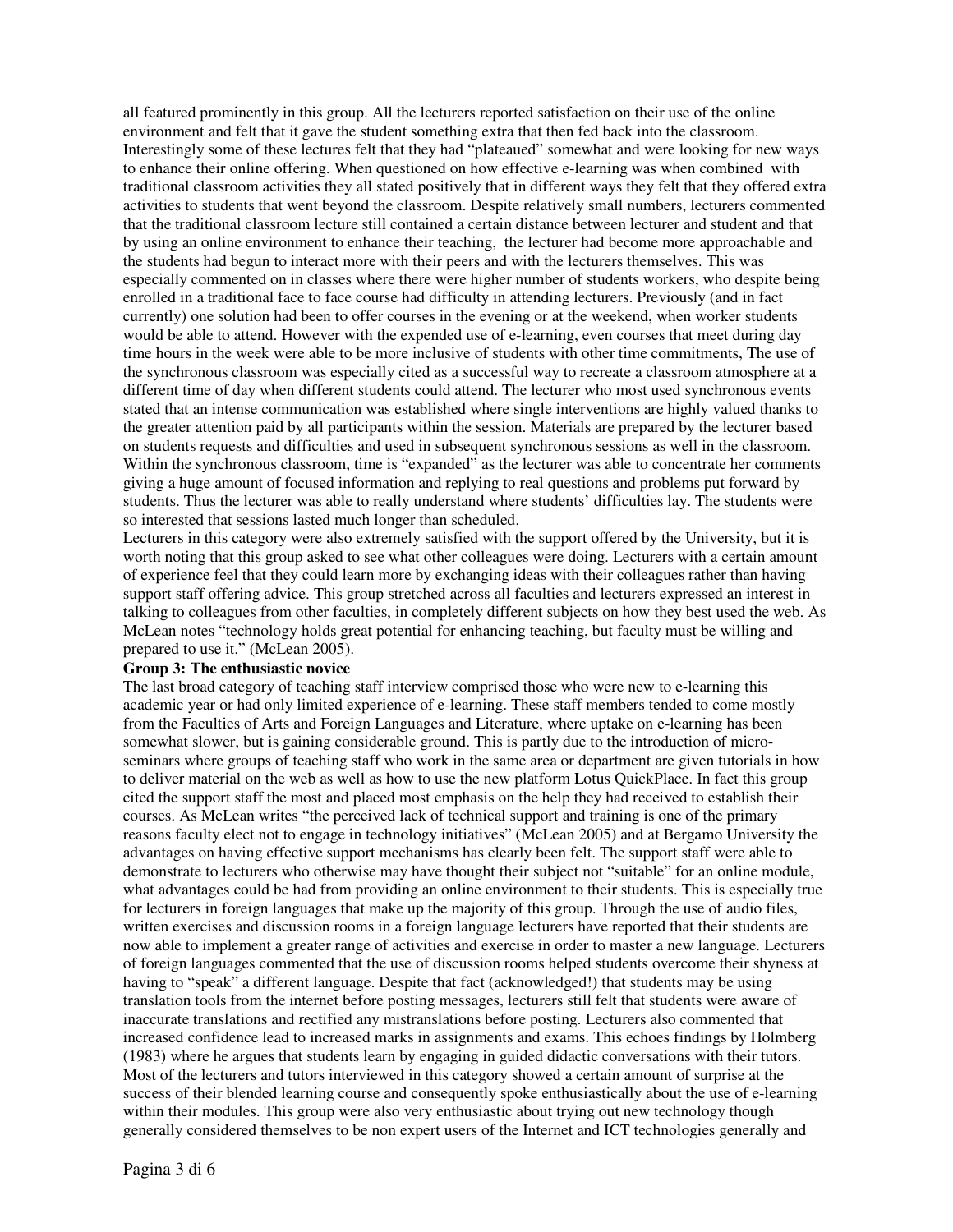all featured prominently in this group. All the lecturers reported satisfaction on their use of the online environment and felt that it gave the student something extra that then fed back into the classroom. Interestingly some of these lectures felt that they had "plateaued" somewhat and were looking for new ways to enhance their online offering. When questioned on how effective e-learning was when combined with traditional classroom activities they all stated positively that in different ways they felt that they offered extra activities to students that went beyond the classroom. Despite relatively small numbers, lecturers commented that the traditional classroom lecture still contained a certain distance between lecturer and student and that by using an online environment to enhance their teaching, the lecturer had become more approachable and the students had begun to interact more with their peers and with the lecturers themselves. This was especially commented on in classes where there were higher number of students workers, who despite being enrolled in a traditional face to face course had difficulty in attending lecturers. Previously (and in fact currently) one solution had been to offer courses in the evening or at the weekend, when worker students would be able to attend. However with the expended use of e-learning, even courses that meet during day time hours in the week were able to be more inclusive of students with other time commitments, The use of the synchronous classroom was especially cited as a successful way to recreate a classroom atmosphere at a different time of day when different students could attend. The lecturer who most used synchronous events stated that an intense communication was established where single interventions are highly valued thanks to the greater attention paid by all participants within the session. Materials are prepared by the lecturer based on students requests and difficulties and used in subsequent synchronous sessions as well in the classroom. Within the synchronous classroom, time is "expanded" as the lecturer was able to concentrate her comments giving a huge amount of focused information and replying to real questions and problems put forward by students. Thus the lecturer was able to really understand where students' difficulties lay. The students were so interested that sessions lasted much longer than scheduled.

Lecturers in this category were also extremely satisfied with the support offered by the University, but it is worth noting that this group asked to see what other colleagues were doing. Lecturers with a certain amount of experience feel that they could learn more by exchanging ideas with their colleagues rather than having support staff offering advice. This group stretched across all faculties and lecturers expressed an interest in talking to colleagues from other faculties, in completely different subjects on how they best used the web. As McLean notes "technology holds great potential for enhancing teaching, but faculty must be willing and prepared to use it." (McLean 2005).

**Group 3: The enthusiastic novice**

The last broad category of teaching staff interview comprised those who were new to e-learning this academic year or had only limited experience of e-learning. These staff members tended to come mostly from the Faculties of Arts and Foreign Languages and Literature, where uptake on e-learning has been somewhat slower, but is gaining considerable ground. This is partly due to the introduction of micro-seminars where groups of teaching staff who work in the same area or department are given tutorials in how to deliver material on the web as well as how to use the new platform Lotus QuickPlace. In fact this group cited the support staff the most and placed most emphasis on the help they had received to establish their courses. As McLean writes "the perceived lack of technical support and training is one of the primary reasons faculty elect not to engage in technology initiatives" (McLean 2005) and at Bergamo University the advantages on having effective support mechanisms has clearly been felt. The support staff were able to demonstrate to lecturers who otherwise may have thought their subject not "suitable" for an online module, what advantages could be had from providing an online environment to their students. This is especially true for lecturers in foreign languages that make up the majority of this group. Through the use of audio files, written exercises and discussion rooms in a foreign language lecturers have reported that their students are now able to implement a greater range of activities and exercise in order to master a new language. Lecturers of foreign languages commented that the use of discussion rooms helped students overcome their shyness at having to "speak" a different language. Despite that fact (acknowledged!) that students may be using translation tools from the internet before posting messages, lecturers still felt that students were aware of inaccurate translations and rectified any mistranslations before posting. Lecturers also commented that increased confidence lead to increased marks in assignments and exams. This echoes findings by Holmberg (1983) where he argues that students learn by engaging in guided didactic conversations with their tutors. Most of the lecturers and tutors interviewed in this category showed a certain amount of surprise at the success of their blended learning course and consequently spoke enthusiastically about the use of e-learning within their modules. This group were also very enthusiastic about trying out new technology though generally considered themselves to be non expert users of the Internet and ICT technologies generally and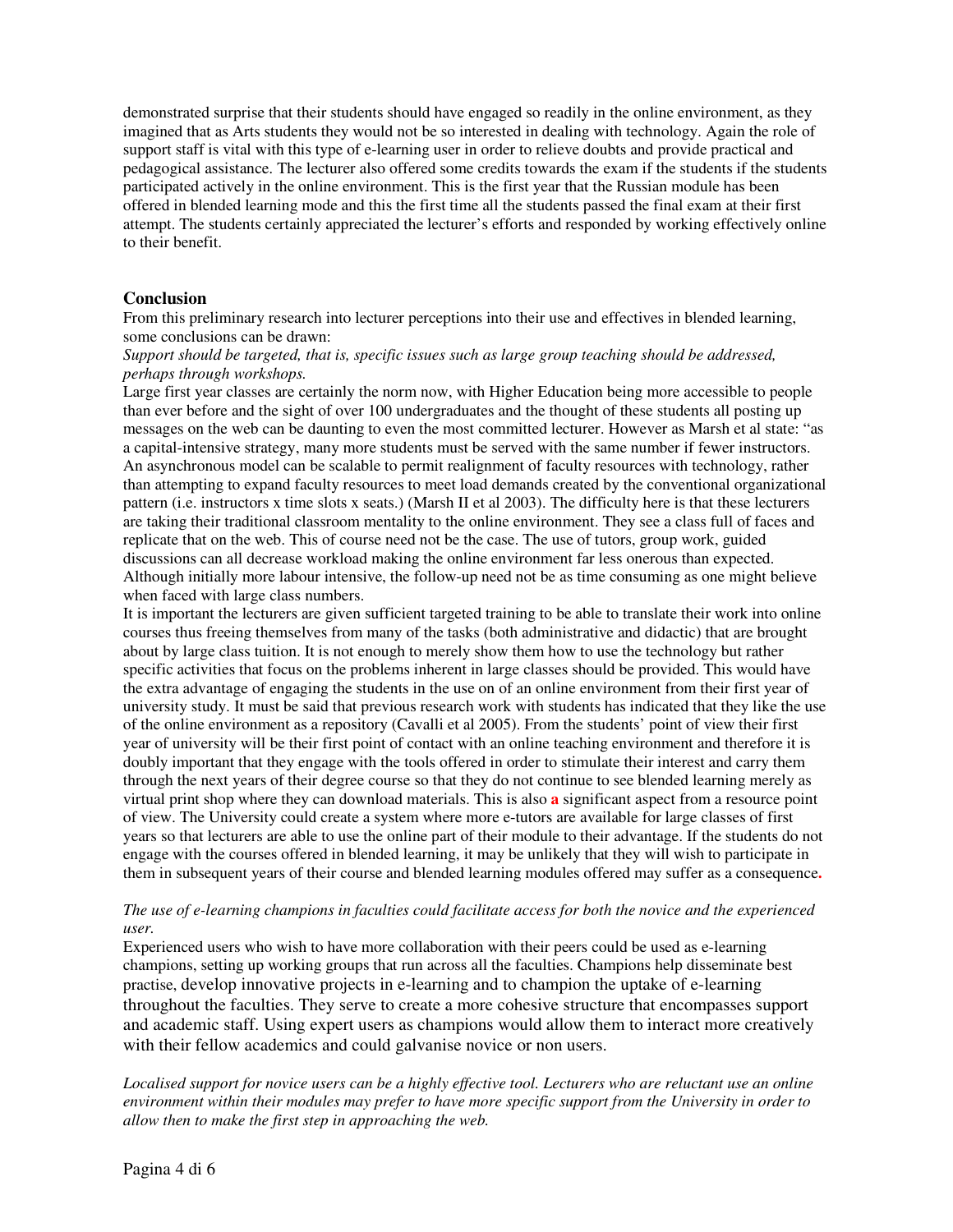demonstrated surprise that their students should have engaged so readily in the online environment, as they imagined that as Arts students they would not be so interested in dealing with technology. Again the role of support staff is vital with this type of e-learning user in order to relieve doubts and provide practical and pedagogical assistance. The lecturer also offered some credits towards the exam if the students if the students participated actively in the online environment. This is the first year that the Russian module has been offered in blended learning mode and this the first time all the students passed the final exam at their first attempt. The students certainly appreciated the lecturer's efforts and responded by working effectively online to their benefit.

## Conclusion

From this preliminary research into lecturer perceptions into their use and effectives in blended learning, some conclusions can be drawn:

*Support should be targeted, that is, specific issues such as large group teaching should be addressed, perhaps through workshops.*

Large first year classes are certainly the norm now, with Higher Education being more accessible to people than ever before and the sight of over 100 undergraduates and the thought of these students all posting up messages on the web can be daunting to even the most committed lecturer. However as Marsh et al state: "as a capital-intensive strategy, many more students must be served with the same number if fewer instructors. An asynchronous model can be scalable to permit realignment of faculty resources with technology, rather than attempting to expand faculty resources to meet load demands created by the conventional organizational pattern (i.e. instructors x time slots x seats.) (Marsh II et al 2003). The difficulty here is that these lecturers are taking their traditional classroom mentality to the online environment. They see a class full of faces and replicate that on the web. This of course need not be the case. The use of tutors, group work, guided discussions can all decrease workload making the online environment far less onerous than expected. Although initially more labour intensive, the follow-up need not be as time consuming as one might believe when faced with large class numbers.

It is important the lecturers are given sufficient targeted training to be able to translate their work into online courses thus freeing themselves from many of the tasks (both administrative and didactic) that are brought about by large class tuition. It is not enough to merely show them how to use the technology but rather specific activities that focus on the problems inherent in large classes should be provided. This would have the extra advantage of engaging the students in the use on of an online environment from their first year of university study. It must be said that previous research work with students has indicated that they like the use of the online environment as a repository (Cavalli et al 2005). From the students' point of view their first year of university will be their first point of contact with an online teaching environment and therefore it is doubly important that they engage with the tools offered in order to stimulate their interest and carry them through the next years of their degree course so that they do not continue to see blended learning merely as virtual print shop where they can download materials. This is also **a** significant aspect from a resource point of view. The University could create a system where more e-tutors are available for large classes of first years so that lecturers are able to use the online part of their module to their advantage. If the students do not engage with the courses offered in blended learning, it may be unlikely that they will wish to participate in them in subsequent years of their course and blended learning modules offered may suffer as a consequence.

*The use of e-learning champions in faculties could facilitate access for both the novice and the experienced user.*

Experienced users who wish to have more collaboration with their peers could be used as e-learning champions, setting up working groups that run across all the faculties. Champions help disseminate best practise, develop innovative projects in e-learning and to champion the uptake of e-learning throughout the faculties. They serve to create a more cohesive structure that encompasses support and academic staff. Using expert users as champions would allow them to interact more creatively with their fellow academics and could galvanise novice or non users.

*Localised support for novice users can be a highly effective tool. Lecturers who are reluctant use an online environment within their modules may prefer to have more specific support from the University in order to allow then to make the first step in approaching the web.*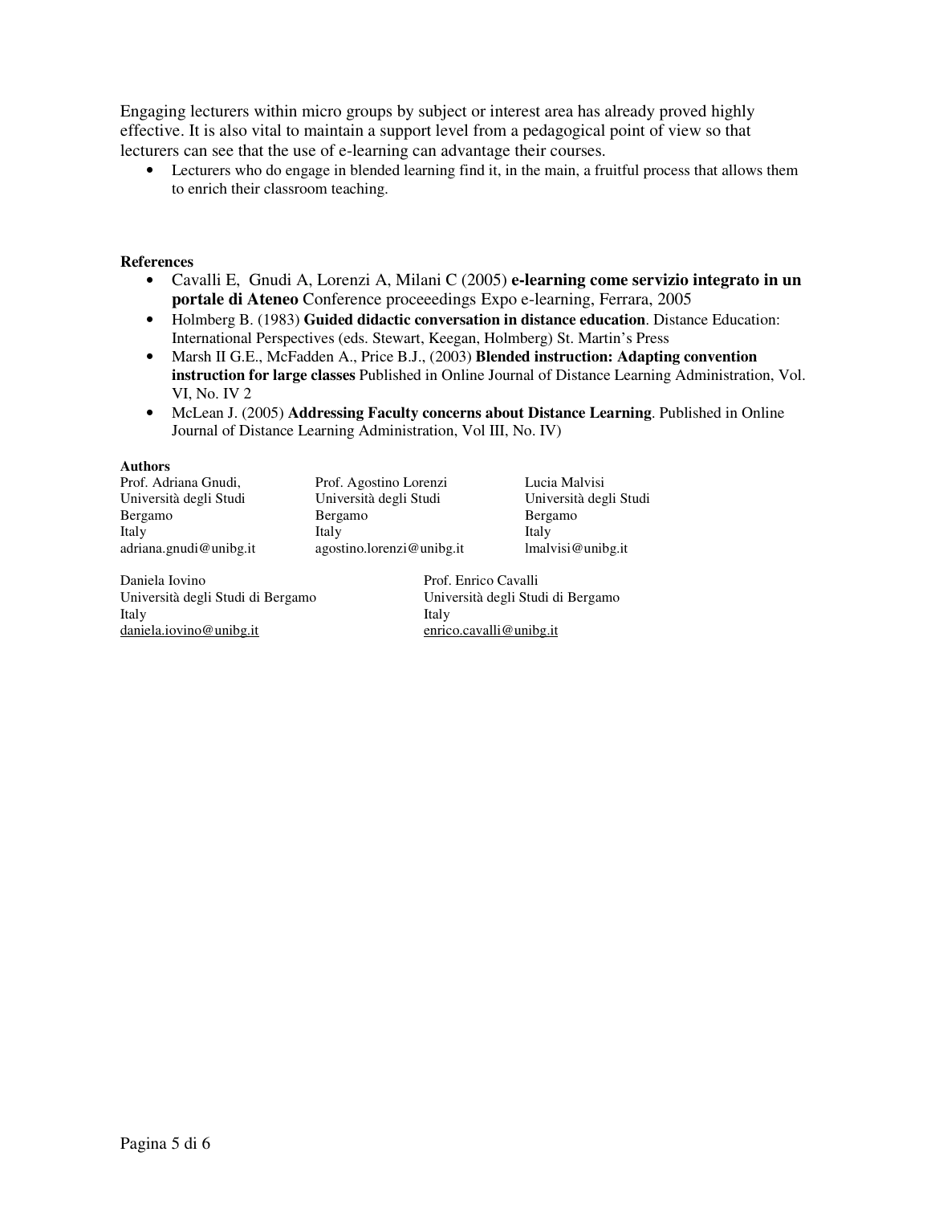Engaging lecturers within micro groups by subject or interest area has already proved highly effective. It is also vital to maintain a support level from a pedagogical point of view so that lecturers can see that the use of e-learning can advantage their courses.

- Lecturers who do engage in blended learning find it, in the main, a fruitful process that allows them to enrich their classroom teaching.

**References**

- Cavalli E, Gnudi A, Lorenzi A, Milani C (2005) **e-learning come servizio integrato in un portale di Ateneo** Conference proceeedings Expo e-learning, Ferrara, 2005
- Holmberg B. (1983) **Guided didactic conversation in distance education**. Distance Education: International Perspectives (eds. Stewart, Keegan, Holmberg) St. Martin's Press
- Marsh II G.E., McFadden A., Price B.J., (2003) **Blended instruction: Adapting convention instruction for large classes** Published in Online Journal of Distance Learning Administration, Vol. VI, No. IV 2
- McLean J. (2005) **Addressing Faculty concerns about Distance Learning**. Published in Online Journal of Distance Learning Administration, Vol III, No. IV)

**Authors**

Prof. Adriana Gnudi,
Università degli Studi
Bergamo
Italy
adriana.gnudi@unibg.it

Prof. Agostino Lorenzi
Università degli Studi
Bergamo
Italy
agostino.lorenzi@unibg.it

Lucia Malvisi
Università degli Studi
Bergamo
Italy
lmalvisi@unibg.it

Daniela Iovino
Università degli Studi di Bergamo
Italy
daniela.iovino@unibg.it

Prof. Enrico Cavalli
Università degli Studi di Bergamo
Italy
enrico.cavalli@unibg.it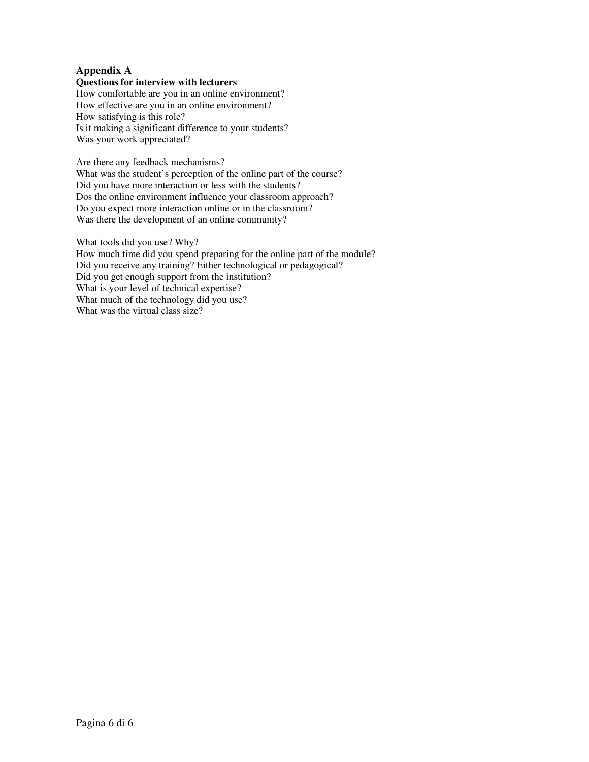## Appendix A

**Questions for interview with lecturers**

How comfortable are you in an online environment?
How effective are you in an online environment?
How satisfying is this role?
Is it making a significant difference to your students?
Was your work appreciated?

Are there any feedback mechanisms?
What was the student's perception of the online part of the course?
Did you have more interaction or less with the students?
Dos the online environment influence your classroom approach?
Do you expect more interaction online or in the classroom?
Was there the development of an online community?

What tools did you use? Why?
How much time did you spend preparing for the online part of the module?
Did you receive any training? Either technological or pedagogical?
Did you get enough support from the institution?
What is your level of technical expertise?
What much of the technology did you use?
What was the virtual class size?